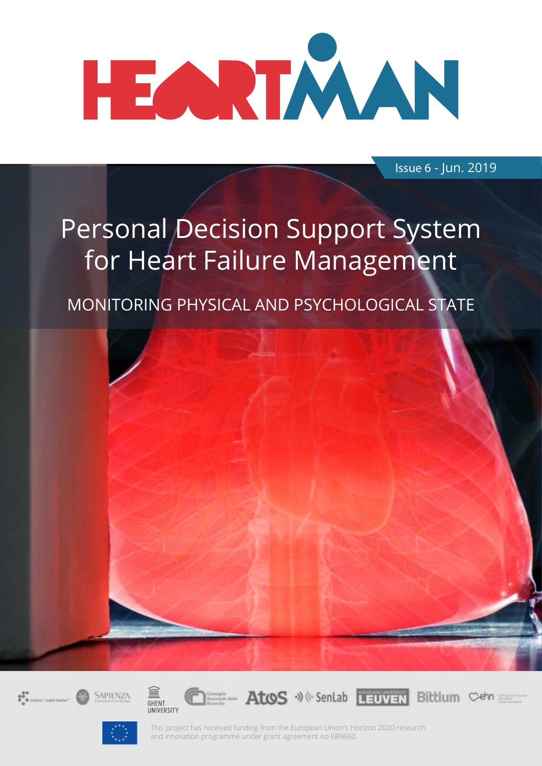# HEARTMAN

Issue 6 - Jun. 2019

# Personal Decision Support System for Heart Failure Management

## MONITORING PHYSICAL AND PSYCHOLOGICAL STATE

Institut "Jožef Stefan" · Sapienza Università di Roma · Ghent University · Consiglio Nazionale delle Ricerche · Atos · SenLab · Katholieke Universiteit Leuven · Bittium · ehn

This project has received funding from the European Union's Horizon 2020 research and innovation programme under grant agreement no 689660.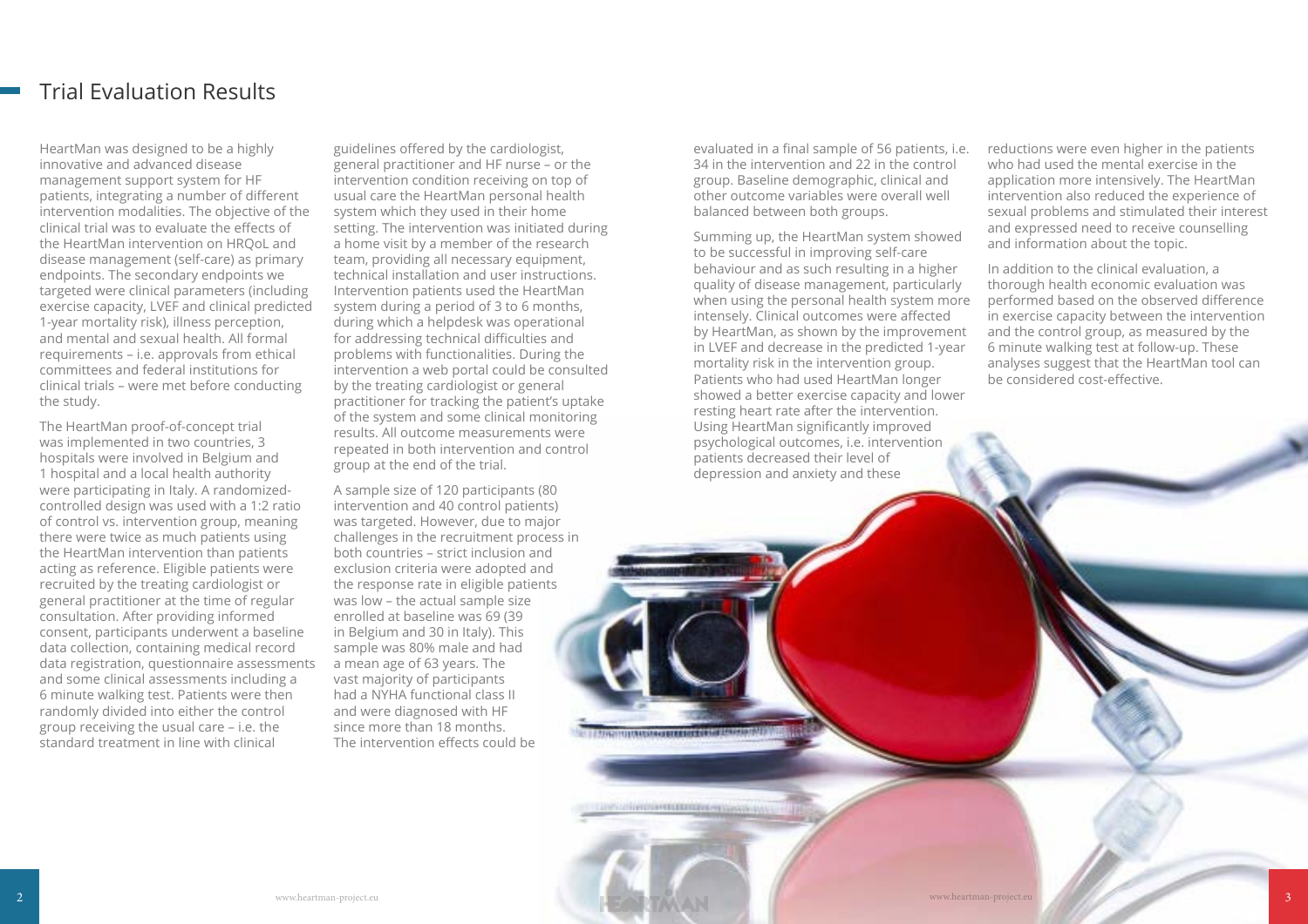# Trial Evaluation Results

HeartMan was designed to be a highly innovative and advanced disease management support system for HF patients, integrating a number of different intervention modalities. The objective of the clinical trial was to evaluate the effects of the HeartMan intervention on HRQoL and disease management (self-care) as primary endpoints. The secondary endpoints we targeted were clinical parameters (including exercise capacity, LVEF and clinical predicted 1-year mortality risk), illness perception, and mental and sexual health. All formal requirements – i.e. approvals from ethical committees and federal institutions for clinical trials – were met before conducting the study.

The HeartMan proof-of-concept trial was implemented in two countries, 3 hospitals were involved in Belgium and 1 hospital and a local health authority were participating in Italy. A randomized-controlled design was used with a 1:2 ratio of control vs. intervention group, meaning there were twice as much patients using the HeartMan intervention than patients acting as reference. Eligible patients were recruited by the treating cardiologist or general practitioner at the time of regular consultation. After providing informed consent, participants underwent a baseline data collection, containing medical record data registration, questionnaire assessments and some clinical assessments including a 6 minute walking test. Patients were then randomly divided into either the control group receiving the usual care – i.e. the standard treatment in line with clinical guidelines offered by the cardiologist, general practitioner and HF nurse – or the intervention condition receiving on top of usual care the HeartMan personal health system which they used in their home setting. The intervention was initiated during a home visit by a member of the research team, providing all necessary equipment, technical installation and user instructions. Intervention patients used the HeartMan system during a period of 3 to 6 months, during which a helpdesk was operational for addressing technical difficulties and problems with functionalities. During the intervention a web portal could be consulted by the treating cardiologist or general practitioner for tracking the patient's uptake of the system and some clinical monitoring results. All outcome measurements were repeated in both intervention and control group at the end of the trial.

A sample size of 120 participants (80 intervention and 40 control patients) was targeted. However, due to major challenges in the recruitment process in both countries – strict inclusion and exclusion criteria were adopted and the response rate in eligible patients was low – the actual sample size enrolled at baseline was 69 (39 in Belgium and 30 in Italy). This sample was 80% male and had a mean age of 63 years. The vast majority of participants had a NYHA functional class II and were diagnosed with HF since more than 18 months. The intervention effects could be evaluated in a final sample of 56 patients, i.e. 34 in the intervention and 22 in the control group. Baseline demographic, clinical and other outcome variables were overall well balanced between both groups.

Summing up, the HeartMan system showed to be successful in improving self-care behaviour and as such resulting in a higher quality of disease management, particularly when using the personal health system more intensely. Clinical outcomes were affected by HeartMan, as shown by the improvement in LVEF and decrease in the predicted 1-year mortality risk in the intervention group. Patients who had used HeartMan longer showed a better exercise capacity and lower resting heart rate after the intervention. Using HeartMan significantly improved psychological outcomes, i.e. intervention patients decreased their level of depression and anxiety and these reductions were even higher in the patients who had used the mental exercise in the application more intensively. The HeartMan intervention also reduced the experience of sexual problems and stimulated their interest and expressed need to receive counselling and information about the topic.

In addition to the clinical evaluation, a thorough health economic evaluation was performed based on the observed difference in exercise capacity between the intervention and the control group, as measured by the 6 minute walking test at follow-up. These analyses suggest that the HeartMan tool can be considered cost-effective.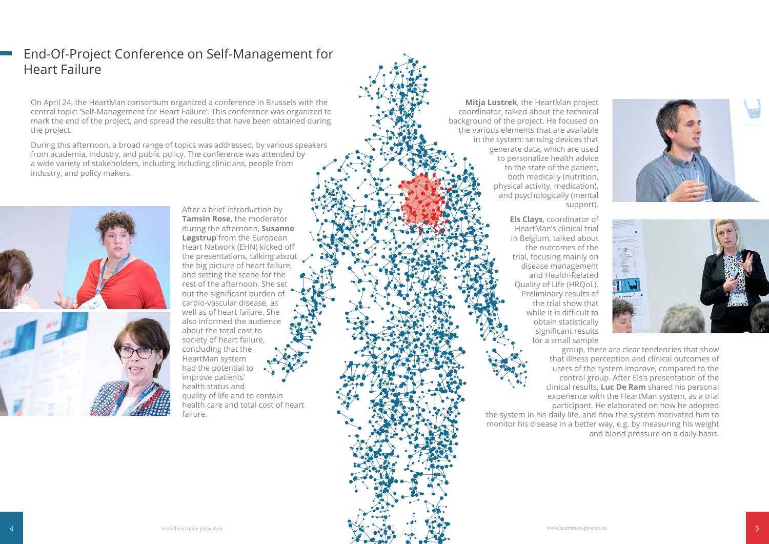# End-Of-Project Conference on Self-Management for Heart Failure

On April 24, the HeartMan consortium organized a conference in Brussels with the central topic: 'Self-Management for Heart Failure'. This conference was organized to mark the end of the project, and spread the results that have been obtained during the project.

During this afternoon, a broad range of topics was addressed, by various speakers from academia, industry, and public policy. The conference was attended by a wide variety of stakeholders, including including clinicians, people from industry, and policy makers.

After a brief introduction by **Tamsin Rose**, the moderator during the afternoon, **Susanne Løgstrup** from the European Heart Network (EHN) kicked off the presentations, talking about the big picture of heart failure, and setting the scene for the rest of the afternoon. She set out the significant burden of cardio-vascular disease, as well as of heart failure. She also informed the audience about the total cost to society of heart failure, concluding that the HeartMan system had the potential to improve patients' health status and quality of life and to contain health care and total cost of heart failure.

**Mitja Lustrek**, the HeartMan project coordinator, talked about the technical background of the project. He focused on the various elements that are available in the system: sensing devices that generate data, which are used to personalize health advice to the state of the patient, both medically (nutrition, physical activity, medication), and psychologically (mental support).

**Els Clays**, coordinator of HeartMan's clinical trial in Belgium, talked about the outcomes of the trial, focusing mainly on disease management and Health-Related Quality of Life (HRQoL). Preliminary results of the trial show that while it is difficult to obtain statistically significant results for a small sample group, there are clear tendencies that show that illness perception and clinical outcomes of users of the system improve, compared to the control group. After Els's presentation of the clinical results, **Luc De Ram** shared his personal experience with the HeartMan system, as a trial participant. He elaborated on how he adopted the system in his daily life, and how the system motivated him to monitor his disease in a better way, e.g. by measuring his weight and blood pressure on a daily basis.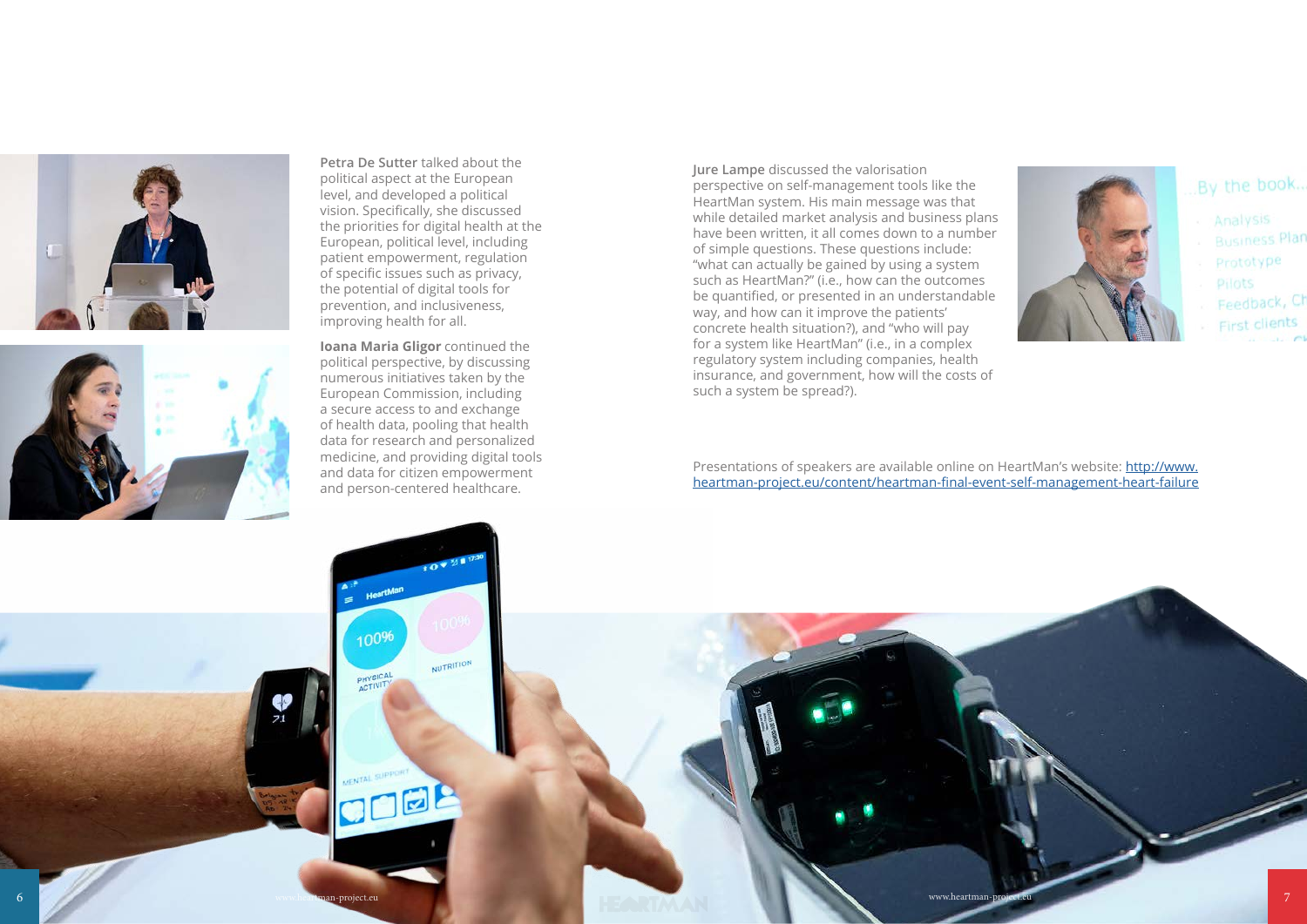**Petra De Sutter** talked about the political aspect at the European level, and developed a political vision. Specifically, she discussed the priorities for digital health at the European, political level, including patient empowerment, regulation of specific issues such as privacy, the potential of digital tools for prevention, and inclusiveness, improving health for all.

**Ioana Maria Gligor** continued the political perspective, by discussing numerous initiatives taken by the European Commission, including a secure access to and exchange of health data, pooling that health data for research and personalized medicine, and providing digital tools and data for citizen empowerment and person-centered healthcare.

**Jure Lampe** discussed the valorisation perspective on self-management tools like the HeartMan system. His main message was that while detailed market analysis and business plans have been written, it all comes down to a number of simple questions. These questions include: "what can actually be gained by using a system such as HeartMan?" (i.e., how can the outcomes be quantified, or presented in an understandable way, and how can it improve the patients' concrete health situation?), and "who will pay for a system like HeartMan" (i.e., in a complex regulatory system including companies, health insurance, and government, how will the costs of such a system be spread?).

Presentations of speakers are available online on HeartMan's website: [http://www.heartman-project.eu/content/heartman-final-event-self-management-heart-failure](http://www.heartman-project.eu/content/heartman-final-event-self-management-heart-failure)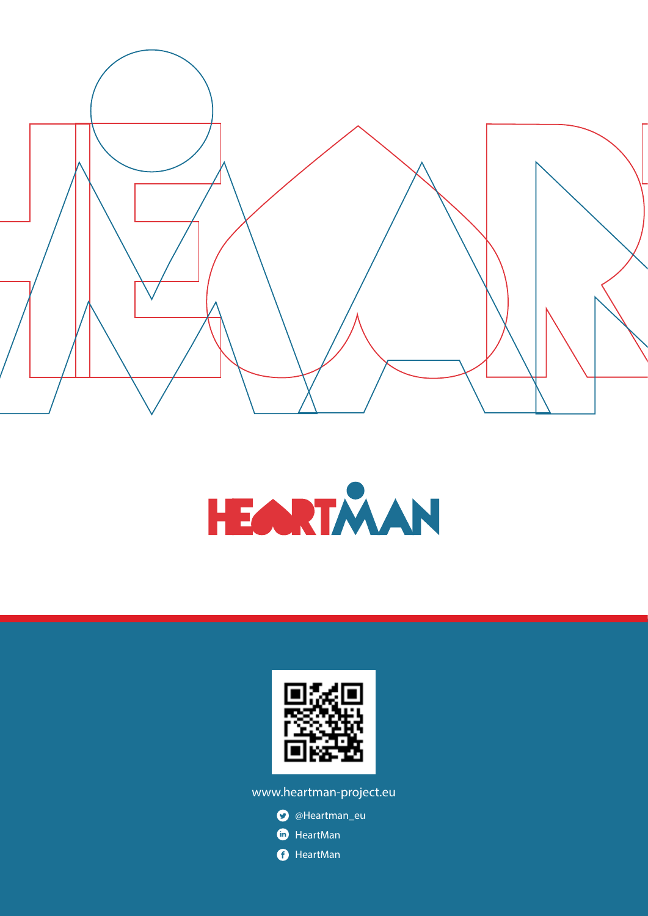HEARTMAN

www.heartman-project.eu

@Heartman_eu

HeartMan

HeartMan